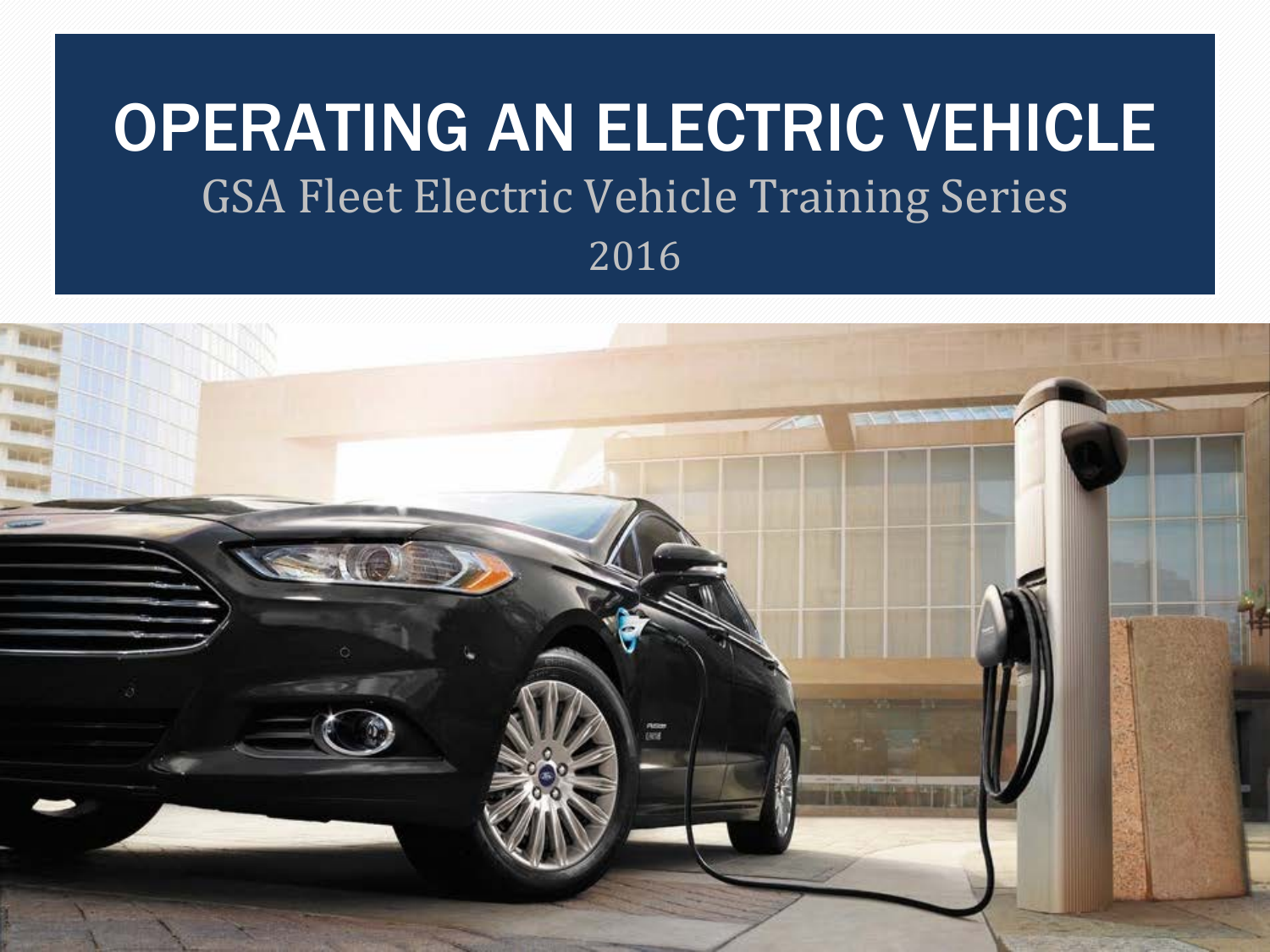# OPERATING AN ELECTRIC VEHICLE

GSA Fleet Electric Vehicle Training Series

2016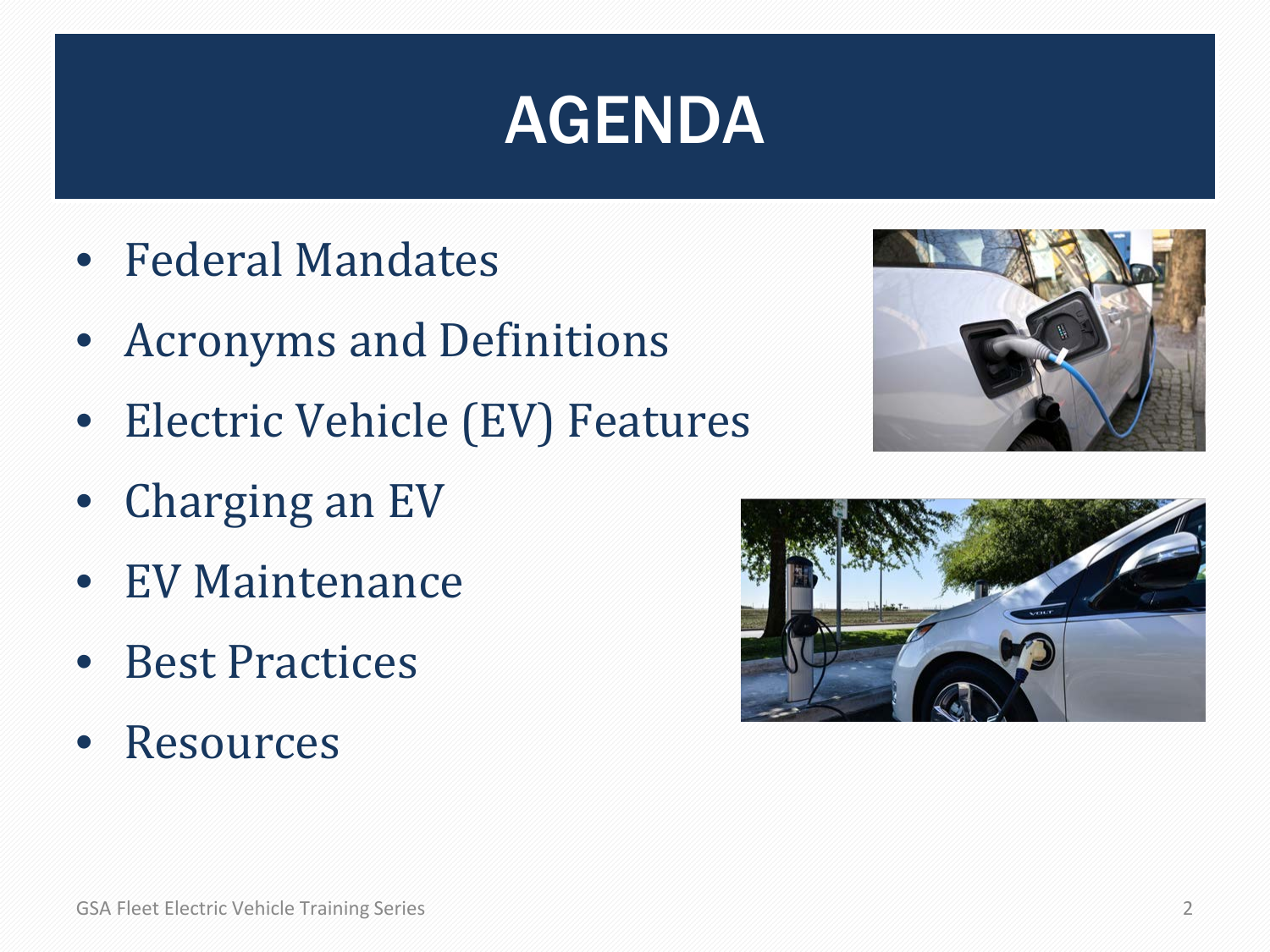# AGENDA

- Federal Mandates
- Acronyms and Definitions
- Electric Vehicle (EV) Features
- Charging an EV
- EV Maintenance
- Best Practices
- Resources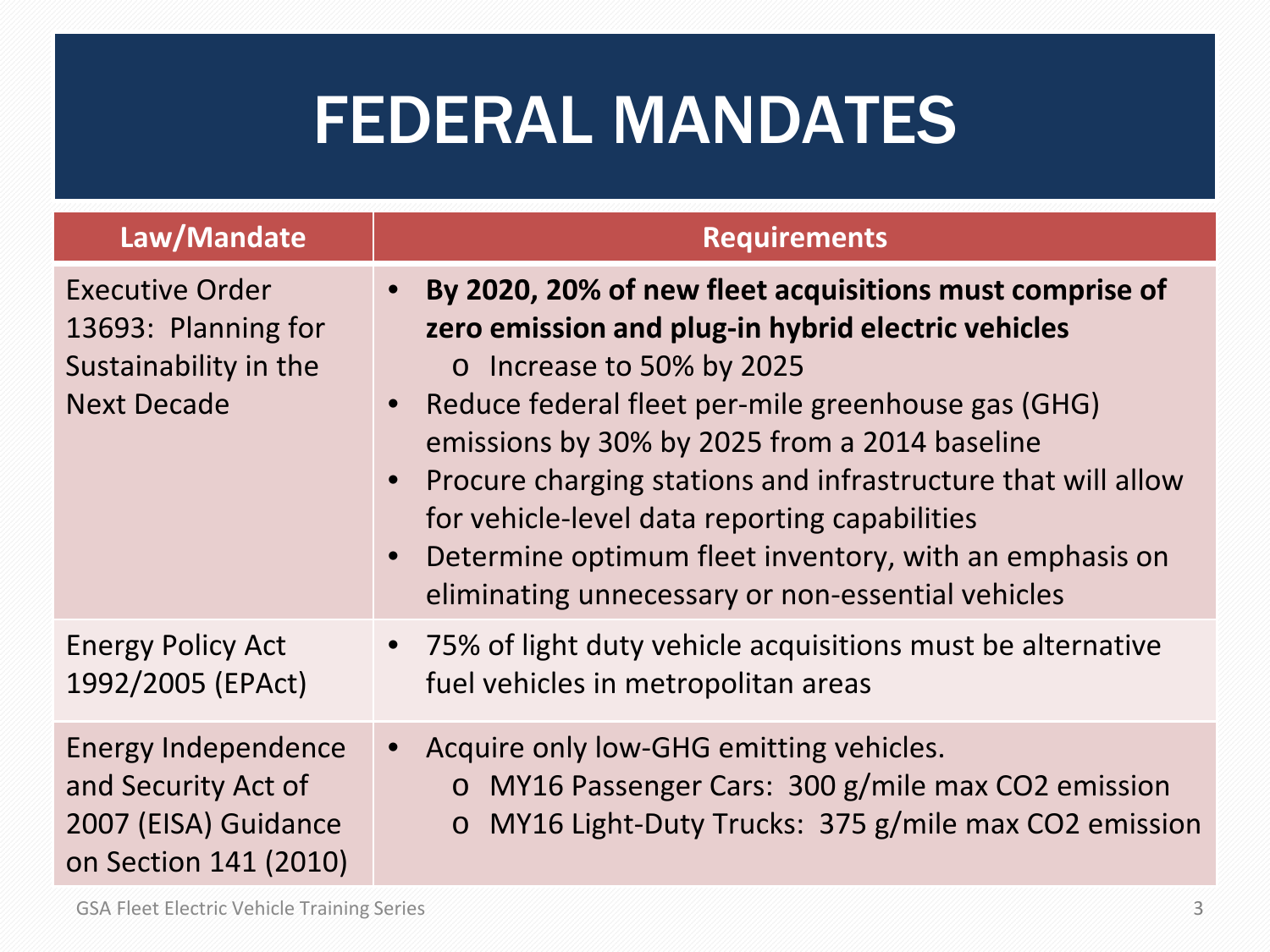# FEDERAL MANDATES

| Law/Mandate | Requirements |
|---|---|
| Executive Order 13693: Planning for Sustainability in the Next Decade | • **By 2020, 20% of new fleet acquisitions must comprise of zero emission and plug-in hybrid electric vehicles**<br>  o Increase to 50% by 2025<br>• Reduce federal fleet per-mile greenhouse gas (GHG) emissions by 30% by 2025 from a 2014 baseline<br>• Procure charging stations and infrastructure that will allow for vehicle-level data reporting capabilities<br>• Determine optimum fleet inventory, with an emphasis on eliminating unnecessary or non-essential vehicles |
| Energy Policy Act 1992/2005 (EPAct) | • 75% of light duty vehicle acquisitions must be alternative fuel vehicles in metropolitan areas |
| Energy Independence and Security Act of 2007 (EISA) Guidance on Section 141 (2010) | • Acquire only low-GHG emitting vehicles.<br>  o MY16 Passenger Cars: 300 g/mile max $CO_2$ emission<br>  o MY16 Light-Duty Trucks: 375 g/mile max $CO_2$ emission |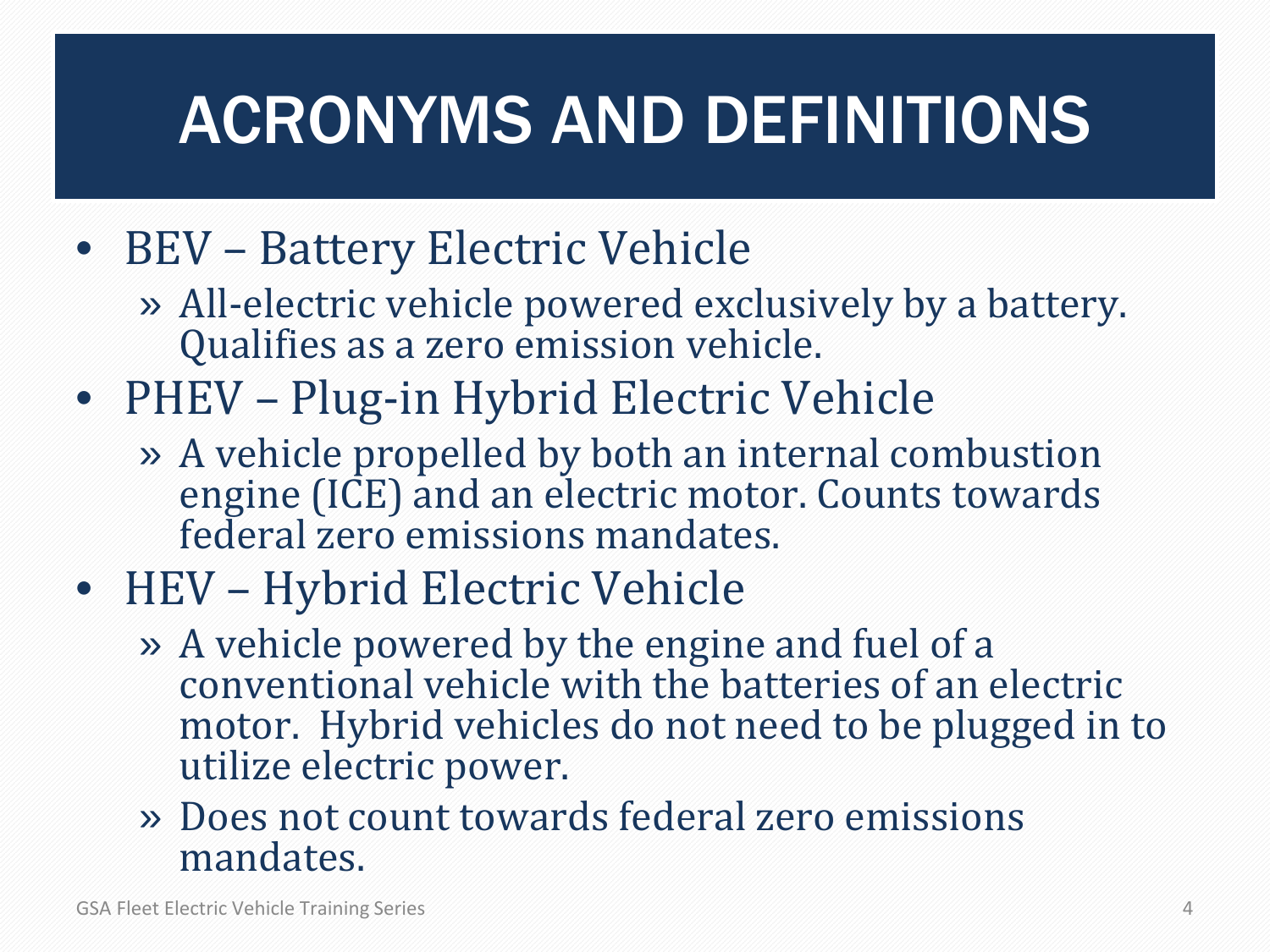# ACRONYMS AND DEFINITIONS

- BEV – Battery Electric Vehicle
  - All-electric vehicle powered exclusively by a battery. Qualifies as a zero emission vehicle.
- PHEV – Plug-in Hybrid Electric Vehicle
  - A vehicle propelled by both an internal combustion engine (ICE) and an electric motor. Counts towards federal zero emissions mandates.
- HEV – Hybrid Electric Vehicle
  - A vehicle powered by the engine and fuel of a conventional vehicle with the batteries of an electric motor. Hybrid vehicles do not need to be plugged in to utilize electric power.
  - Does not count towards federal zero emissions mandates.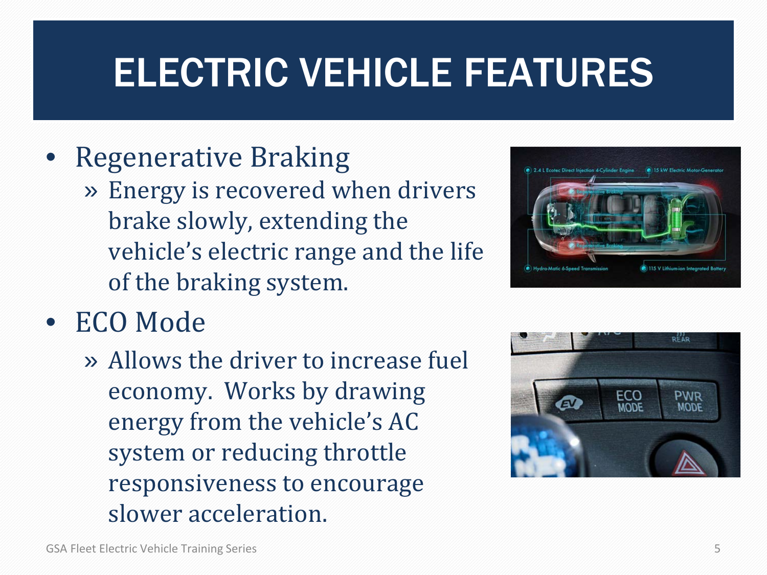# ELECTRIC VEHICLE FEATURES

- Regenerative Braking
  - Energy is recovered when drivers brake slowly, extending the vehicle's electric range and the life of the braking system.
- ECO Mode
  - Allows the driver to increase fuel economy. Works by drawing energy from the vehicle's AC system or reducing throttle responsiveness to encourage slower acceleration.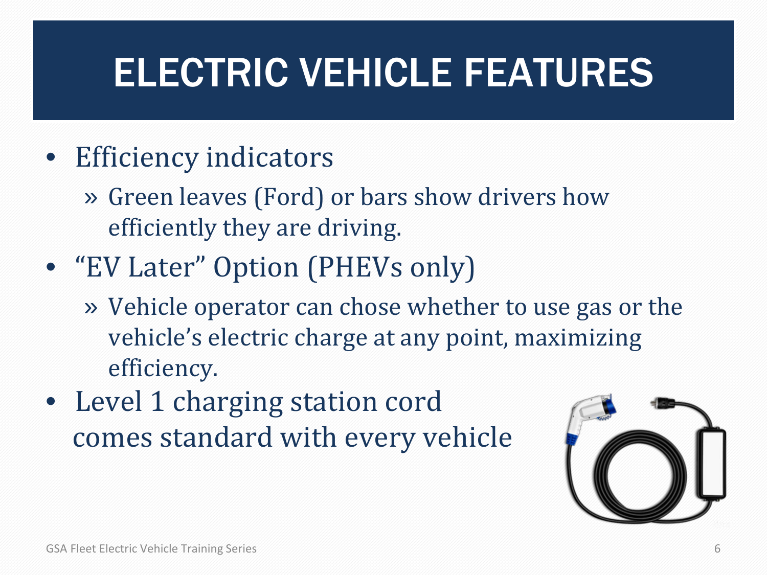# ELECTRIC VEHICLE FEATURES

- Efficiency indicators
  - » Green leaves (Ford) or bars show drivers how efficiently they are driving.
- "EV Later" Option (PHEVs only)
  - » Vehicle operator can chose whether to use gas or the vehicle's electric charge at any point, maximizing efficiency.
- Level 1 charging station cord comes standard with every vehicle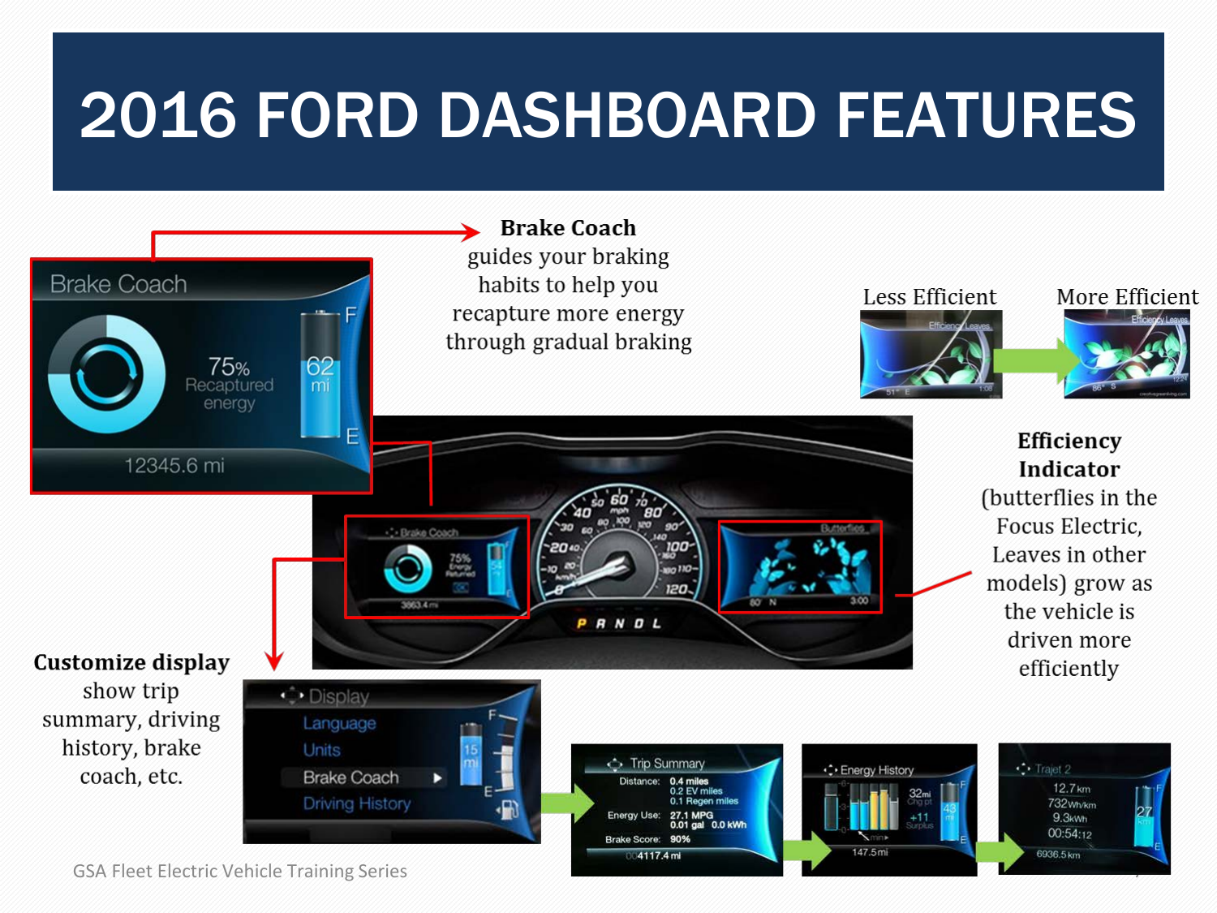# 2016 FORD DASHBOARD FEATURES

**Brake Coach** guides your braking habits to help you recapture more energy through gradual braking

Less Efficient → More Efficient

**Efficiency Indicator** (butterflies in the Focus Electric, Leaves in other models) grow as the vehicle is driven more efficiently

**Customize display** show trip summary, driving history, brake coach, etc.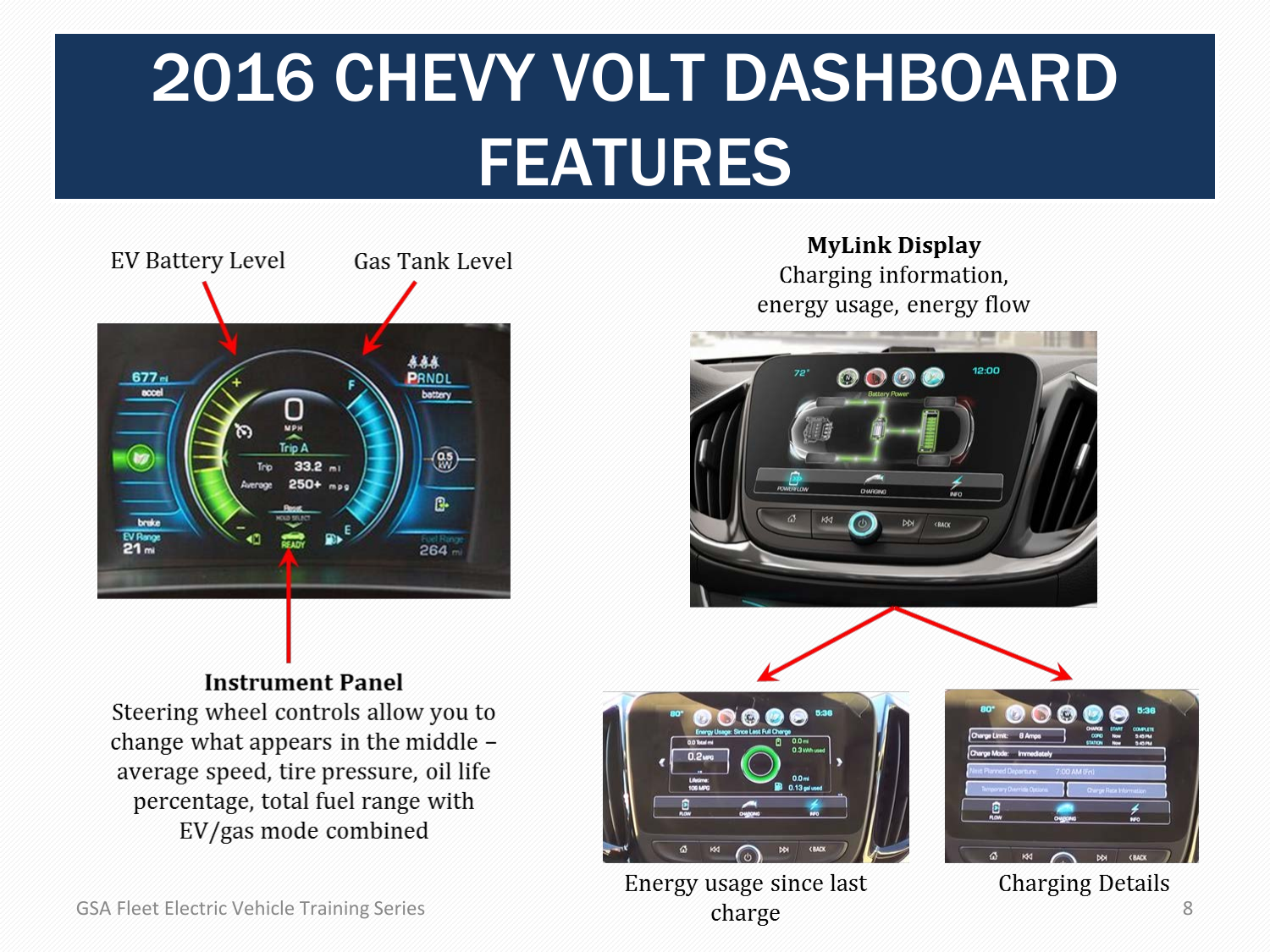# 2016 CHEVY VOLT DASHBOARD FEATURES

EV Battery Level

Gas Tank Level

**Instrument Panel**
Steering wheel controls allow you to change what appears in the middle – average speed, tire pressure, oil life percentage, total fuel range with EV/gas mode combined

**MyLink Display**
Charging information, energy usage, energy flow

Energy usage since last charge

Charging Details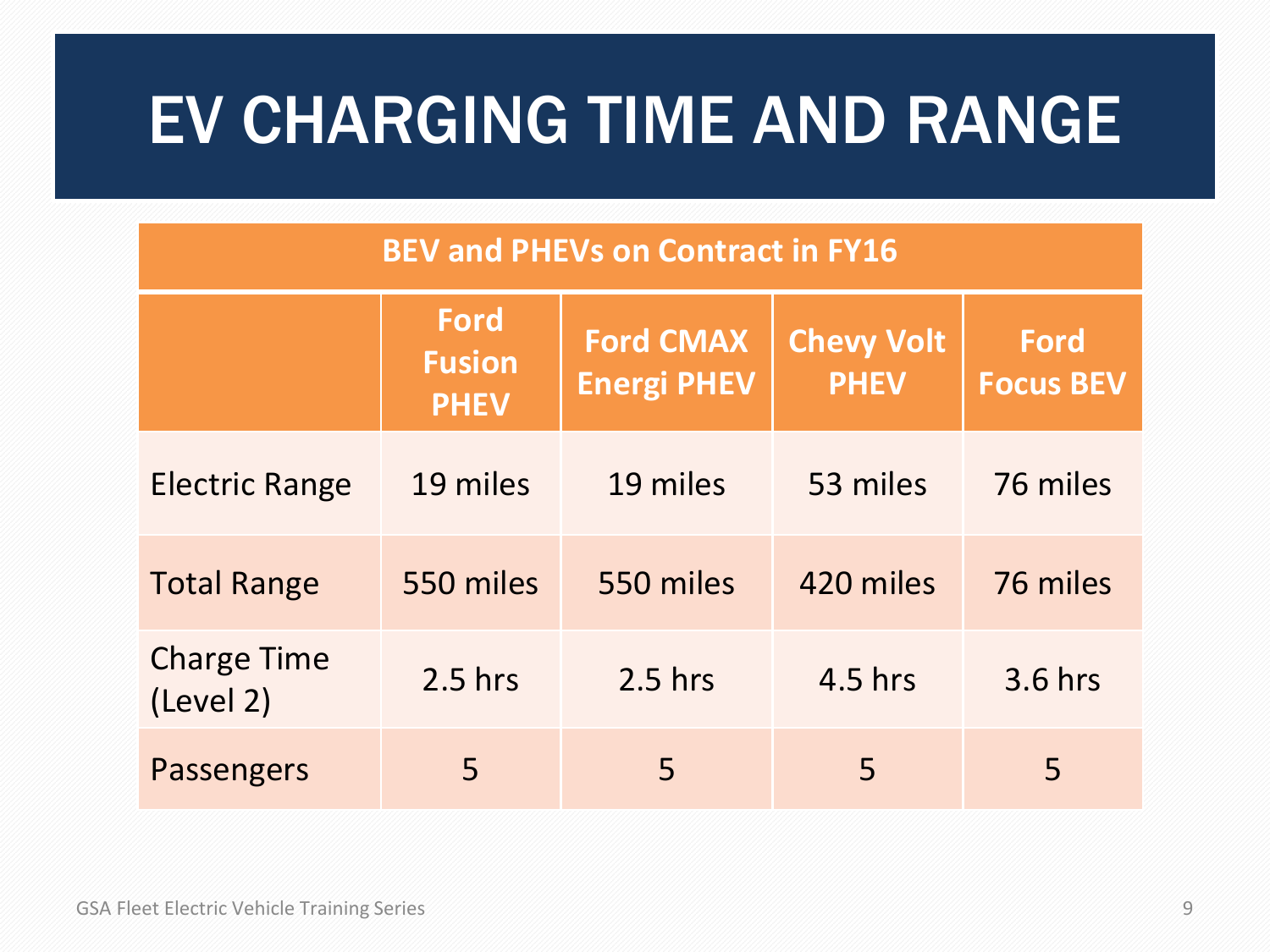# EV CHARGING TIME AND RANGE

| BEV and PHEVs on Contract in FY16 | | | | |
|---|---|---|---|---|
| | **Ford Fusion PHEV** | **Ford CMAX Energi PHEV** | **Chevy Volt PHEV** | **Ford Focus BEV** |
| Electric Range | 19 miles | 19 miles | 53 miles | 76 miles |
| Total Range | 550 miles | 550 miles | 420 miles | 76 miles |
| Charge Time (Level 2) | 2.5 hrs | 2.5 hrs | 4.5 hrs | 3.6 hrs |
| Passengers | 5 | 5 | 5 | 5 |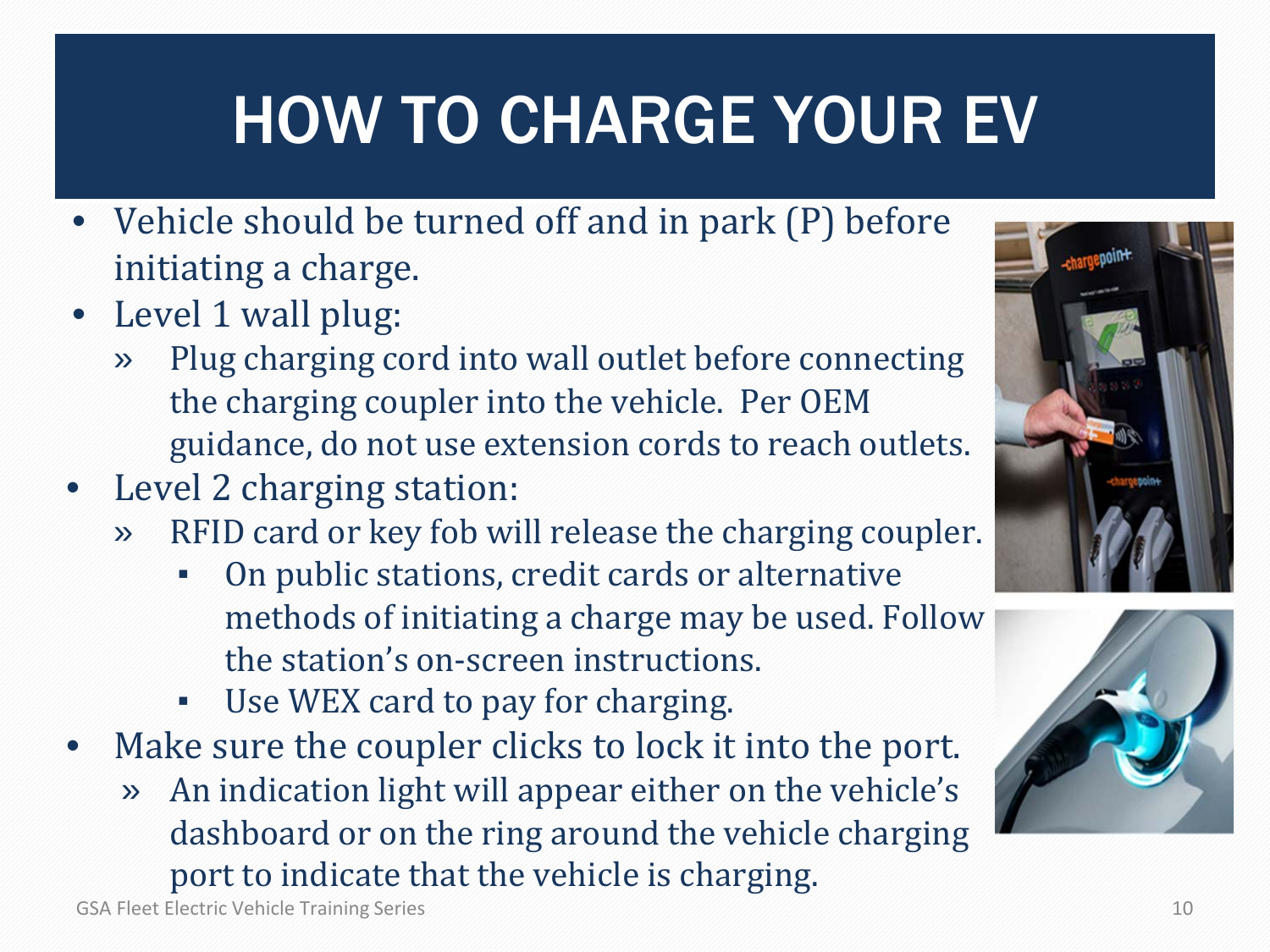# HOW TO CHARGE YOUR EV

- Vehicle should be turned off and in park (P) before initiating a charge.
- Level 1 wall plug:
  - Plug charging cord into wall outlet before connecting the charging coupler into the vehicle. Per OEM guidance, do not use extension cords to reach outlets.
- Level 2 charging station:
  - RFID card or key fob will release the charging coupler.
    - On public stations, credit cards or alternative methods of initiating a charge may be used. Follow the station's on-screen instructions.
    - Use WEX card to pay for charging.
- Make sure the coupler clicks to lock it into the port.
  - An indication light will appear either on the vehicle's dashboard or on the ring around the vehicle charging port to indicate that the vehicle is charging.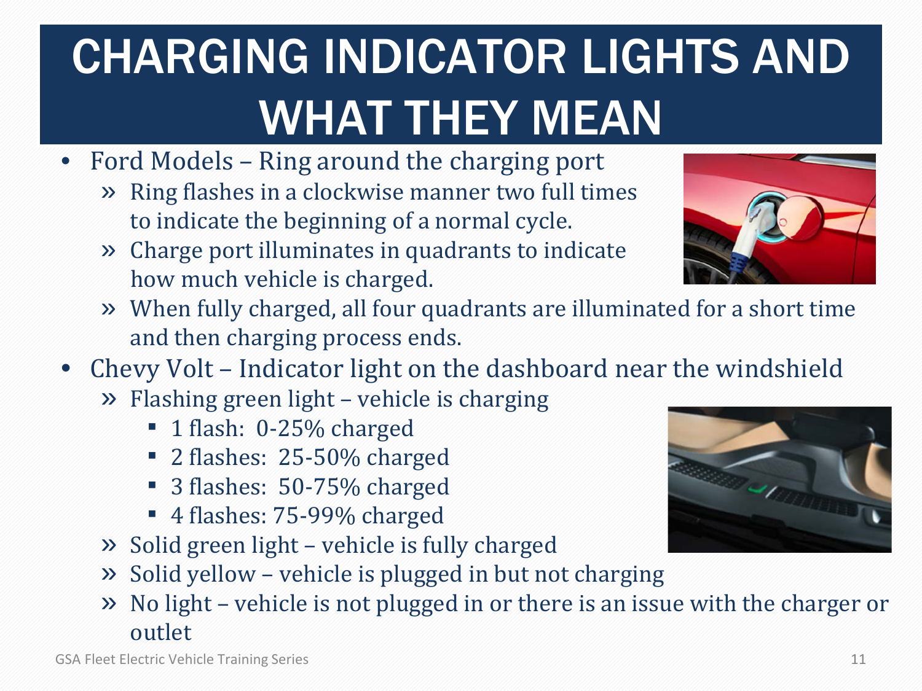# CHARGING INDICATOR LIGHTS AND WHAT THEY MEAN

- Ford Models – Ring around the charging port
  - Ring flashes in a clockwise manner two full times to indicate the beginning of a normal cycle.
  - Charge port illuminates in quadrants to indicate how much vehicle is charged.
  - When fully charged, all four quadrants are illuminated for a short time and then charging process ends.
- Chevy Volt – Indicator light on the dashboard near the windshield
  - Flashing green light – vehicle is charging
    - 1 flash: 0-25% charged
    - 2 flashes: 25-50% charged
    - 3 flashes: 50-75% charged
    - 4 flashes: 75-99% charged
  - Solid green light – vehicle is fully charged
  - Solid yellow – vehicle is plugged in but not charging
  - No light – vehicle is not plugged in or there is an issue with the charger or outlet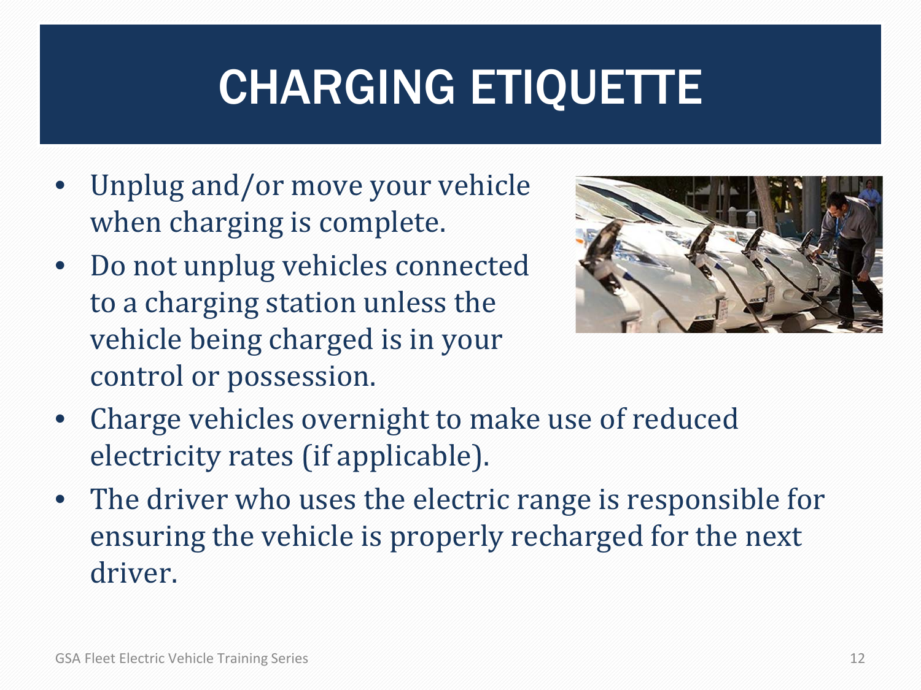# CHARGING ETIQUETTE

- Unplug and/or move your vehicle when charging is complete.
- Do not unplug vehicles connected to a charging station unless the vehicle being charged is in your control or possession.
- Charge vehicles overnight to make use of reduced electricity rates (if applicable).
- The driver who uses the electric range is responsible for ensuring the vehicle is properly recharged for the next driver.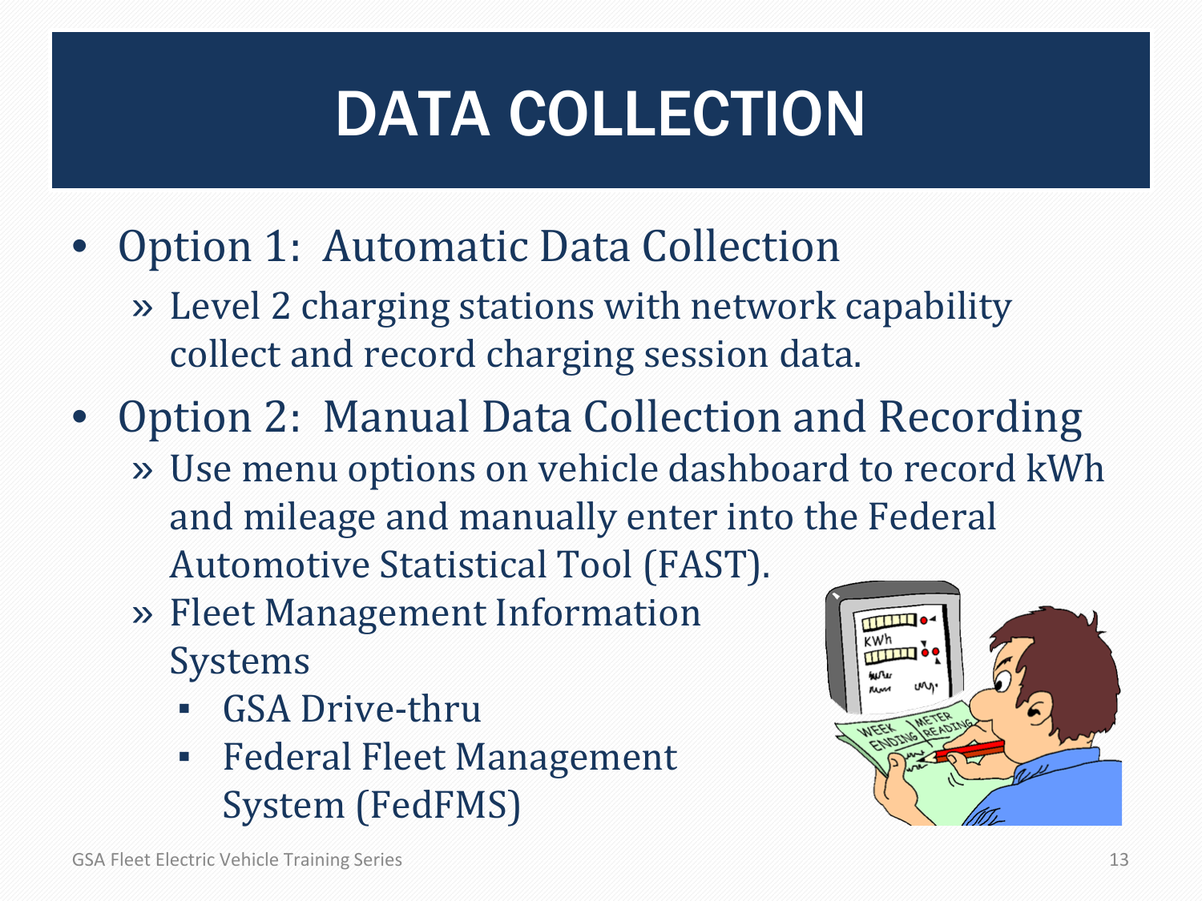# DATA COLLECTION

- Option 1: Automatic Data Collection
  - Level 2 charging stations with network capability collect and record charging session data.
- Option 2: Manual Data Collection and Recording
  - Use menu options on vehicle dashboard to record kWh and mileage and manually enter into the Federal Automotive Statistical Tool (FAST).
  - Fleet Management Information Systems
    - GSA Drive-thru
    - Federal Fleet Management System (FedFMS)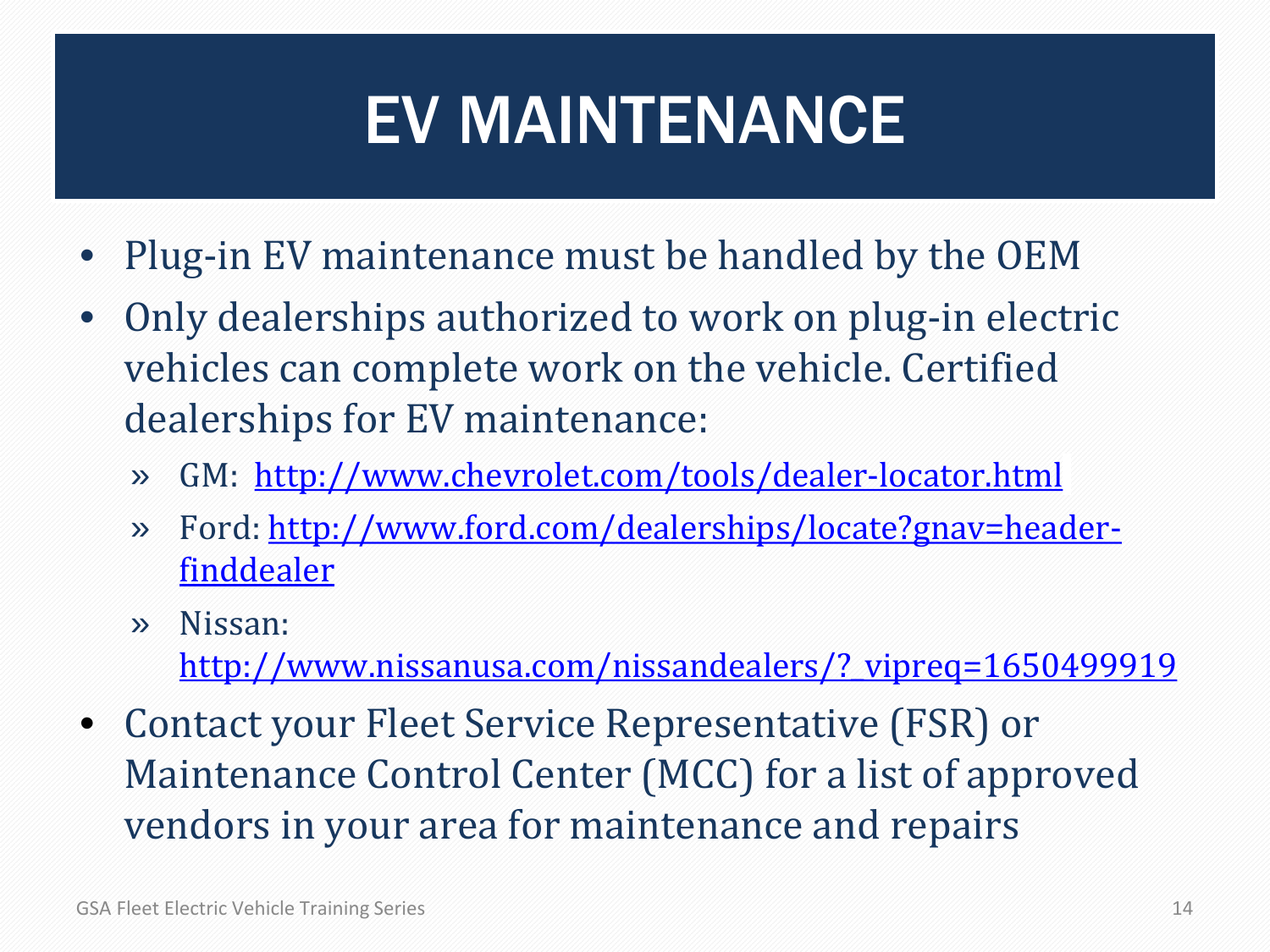# EV MAINTENANCE

- Plug-in EV maintenance must be handled by the OEM
- Only dealerships authorized to work on plug-in electric vehicles can complete work on the vehicle. Certified dealerships for EV maintenance:
  - GM: http://www.chevrolet.com/tools/dealer-locator.html
  - Ford: http://www.ford.com/dealerships/locate?gnav=header-finddealer
  - Nissan: http://www.nissanusa.com/nissandealers/?_vipreq=1650499919
- Contact your Fleet Service Representative (FSR) or Maintenance Control Center (MCC) for a list of approved vendors in your area for maintenance and repairs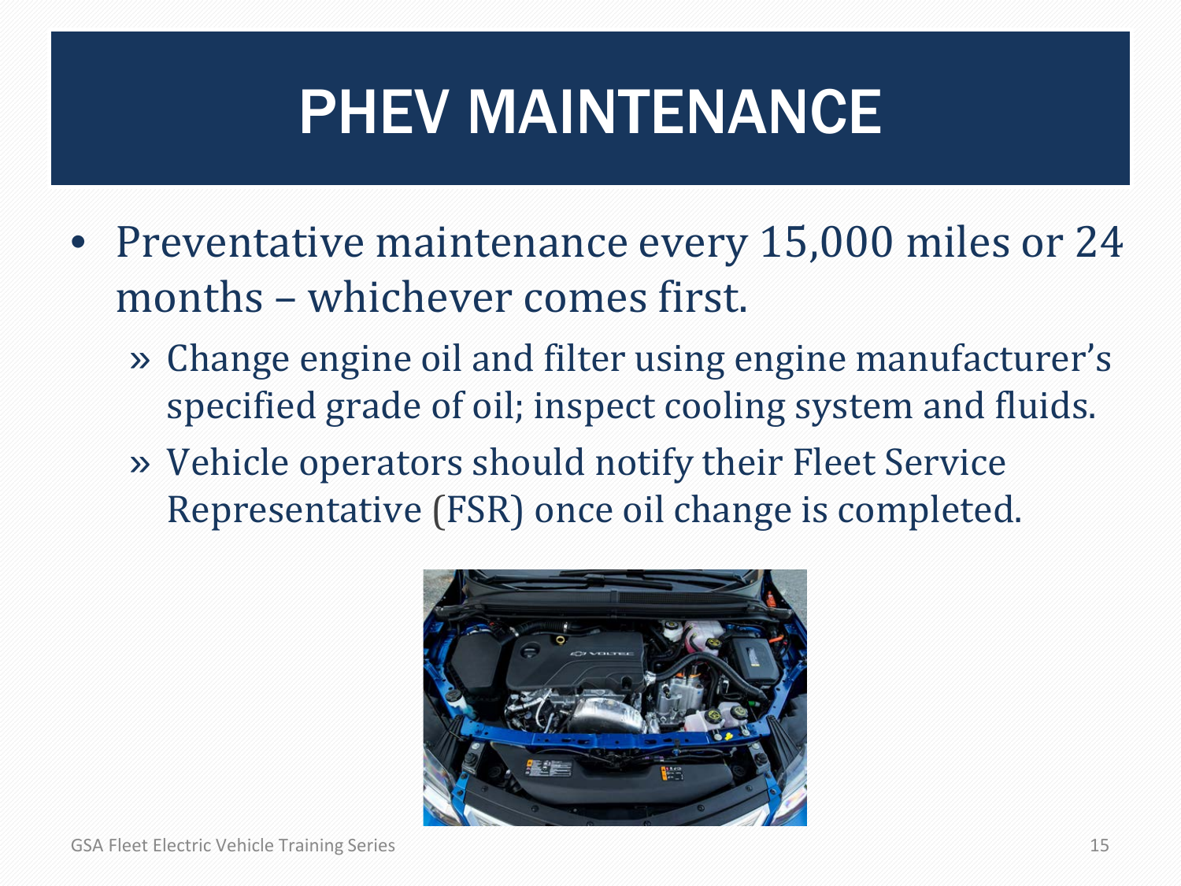# PHEV MAINTENANCE

- Preventative maintenance every 15,000 miles or 24 months – whichever comes first.
  - Change engine oil and filter using engine manufacturer's specified grade of oil; inspect cooling system and fluids.
  - Vehicle operators should notify their Fleet Service Representative (FSR) once oil change is completed.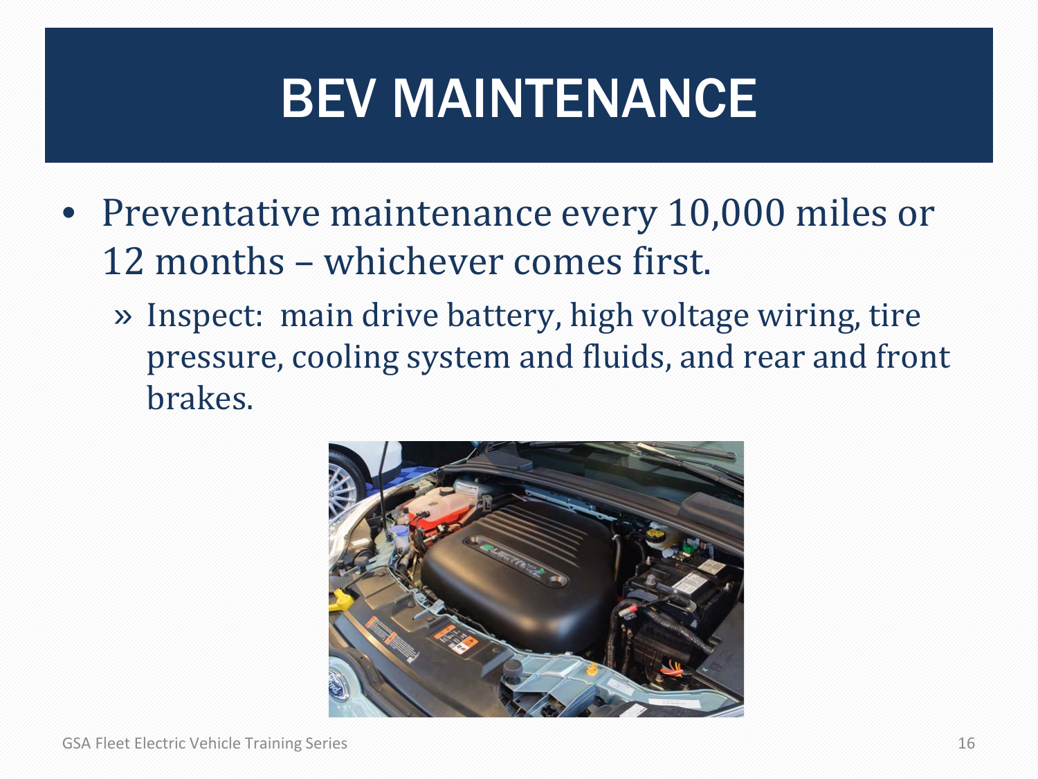# BEV MAINTENANCE

- Preventative maintenance every 10,000 miles or 12 months – whichever comes first.
  - » Inspect: main drive battery, high voltage wiring, tire pressure, cooling system and fluids, and rear and front brakes.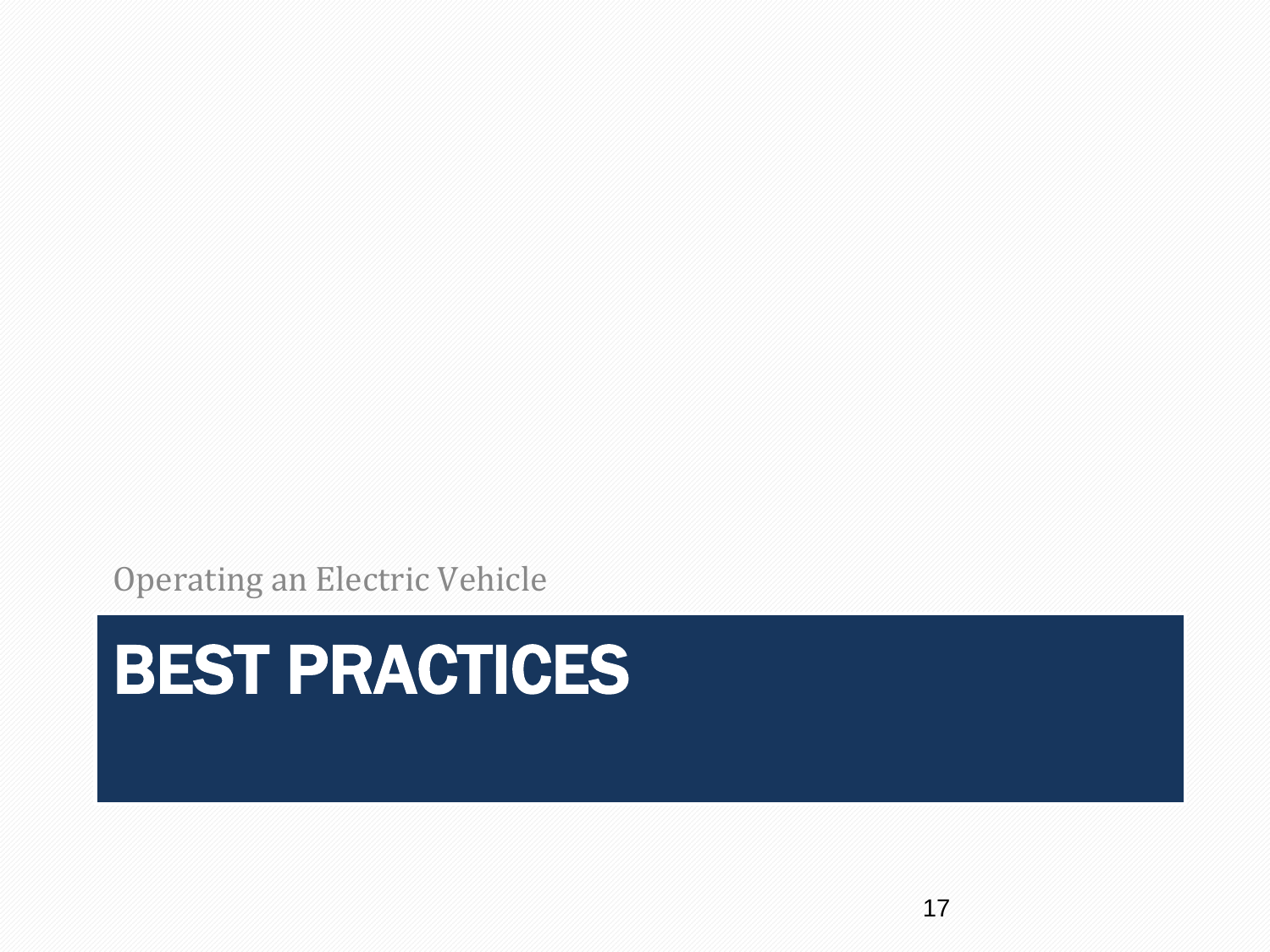Operating an Electric Vehicle

# BEST PRACTICES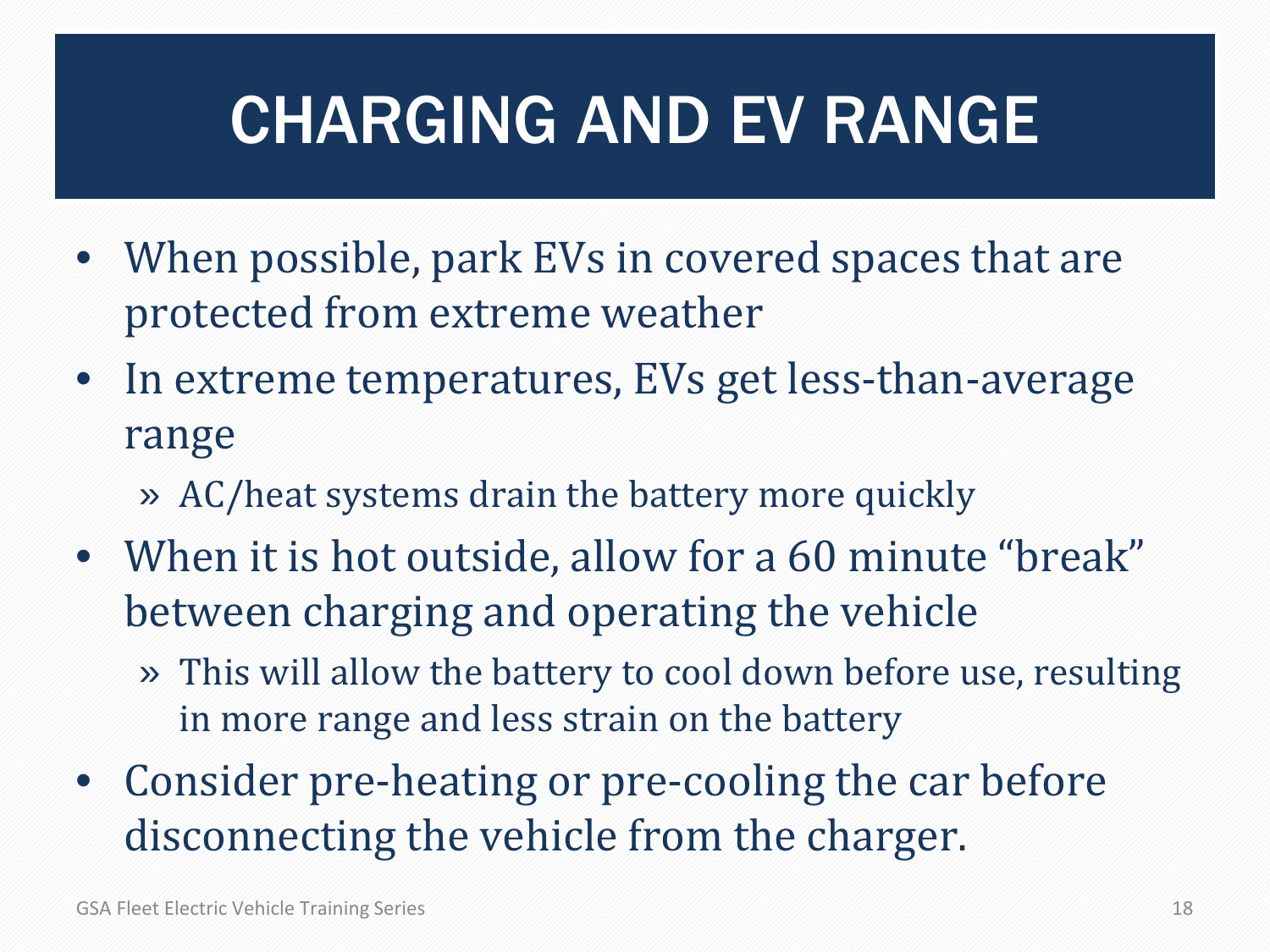# CHARGING AND EV RANGE

- When possible, park EVs in covered spaces that are protected from extreme weather
- In extreme temperatures, EVs get less-than-average range
  - AC/heat systems drain the battery more quickly
- When it is hot outside, allow for a 60 minute "break" between charging and operating the vehicle
  - This will allow the battery to cool down before use, resulting in more range and less strain on the battery
- Consider pre-heating or pre-cooling the car before disconnecting the vehicle from the charger.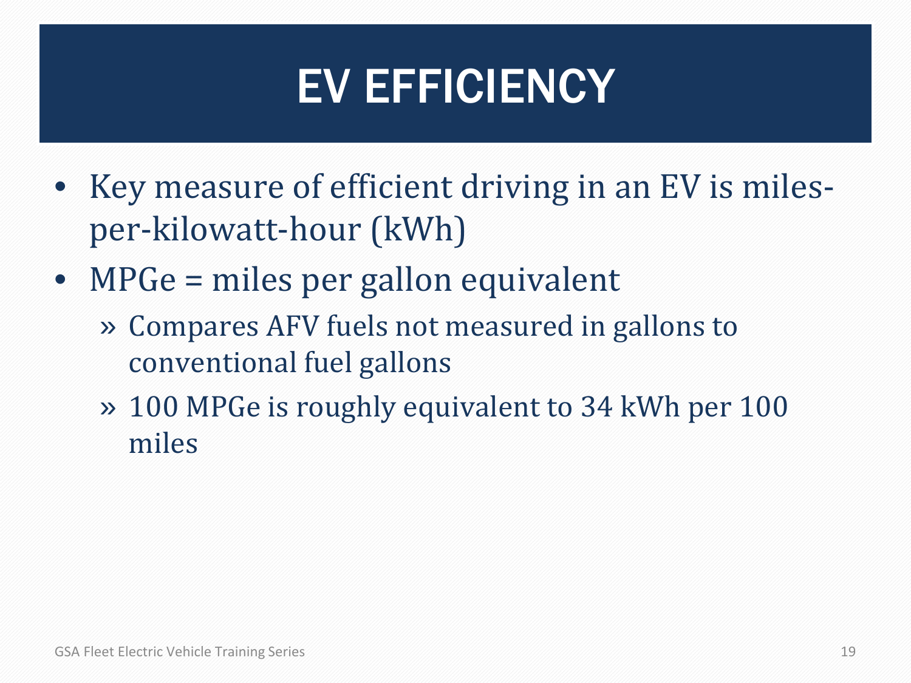# EV EFFICIENCY

- Key measure of efficient driving in an EV is miles-per-kilowatt-hour (kWh)
- MPGe = miles per gallon equivalent
  - Compares AFV fuels not measured in gallons to conventional fuel gallons
  - 100 MPGe is roughly equivalent to 34 kWh per 100 miles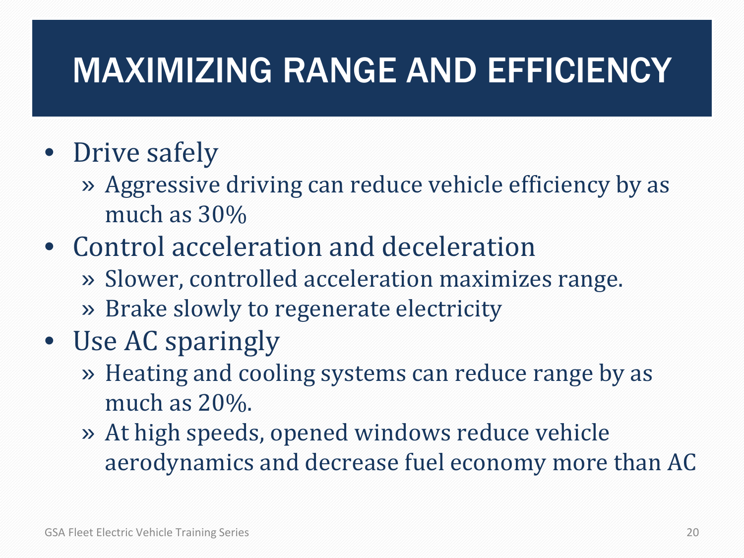# MAXIMIZING RANGE AND EFFICIENCY

- Drive safely
  - Aggressive driving can reduce vehicle efficiency by as much as 30%
- Control acceleration and deceleration
  - Slower, controlled acceleration maximizes range.
  - Brake slowly to regenerate electricity
- Use AC sparingly
  - Heating and cooling systems can reduce range by as much as 20%.
  - At high speeds, opened windows reduce vehicle aerodynamics and decrease fuel economy more than AC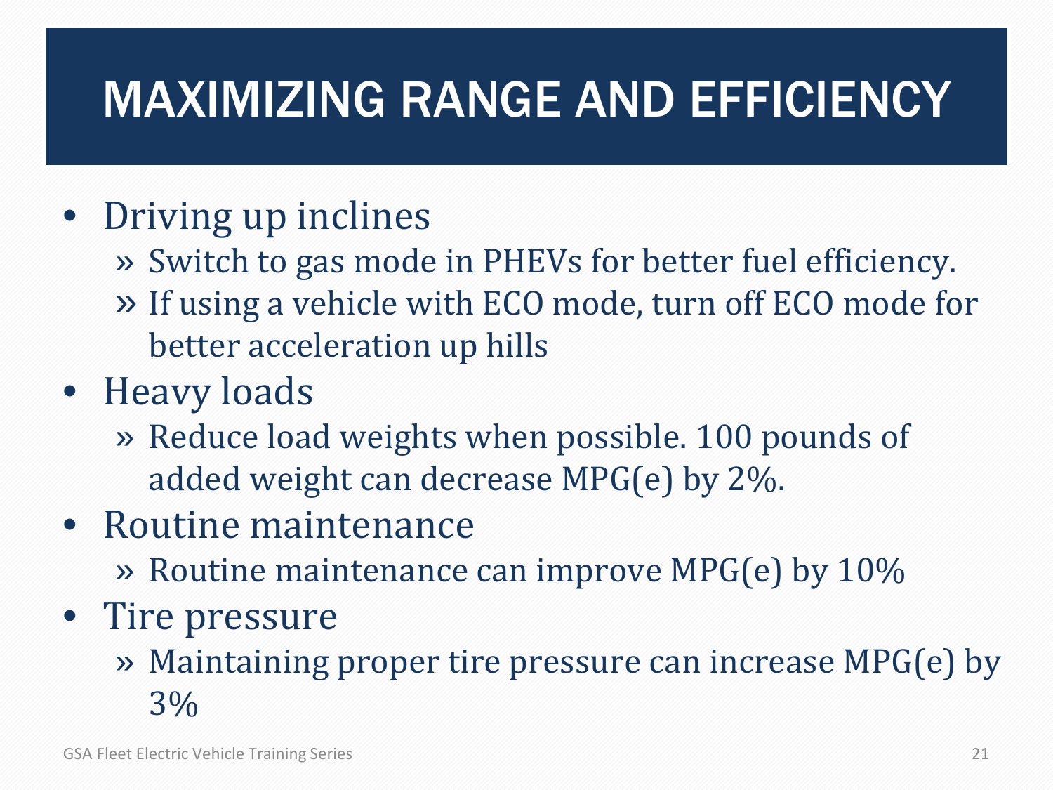# MAXIMIZING RANGE AND EFFICIENCY

- Driving up inclines
  - Switch to gas mode in PHEVs for better fuel efficiency.
  - If using a vehicle with ECO mode, turn off ECO mode for better acceleration up hills
- Heavy loads
  - Reduce load weights when possible. 100 pounds of added weight can decrease MPG(e) by 2%.
- Routine maintenance
  - Routine maintenance can improve MPG(e) by 10%
- Tire pressure
  - Maintaining proper tire pressure can increase MPG(e) by 3%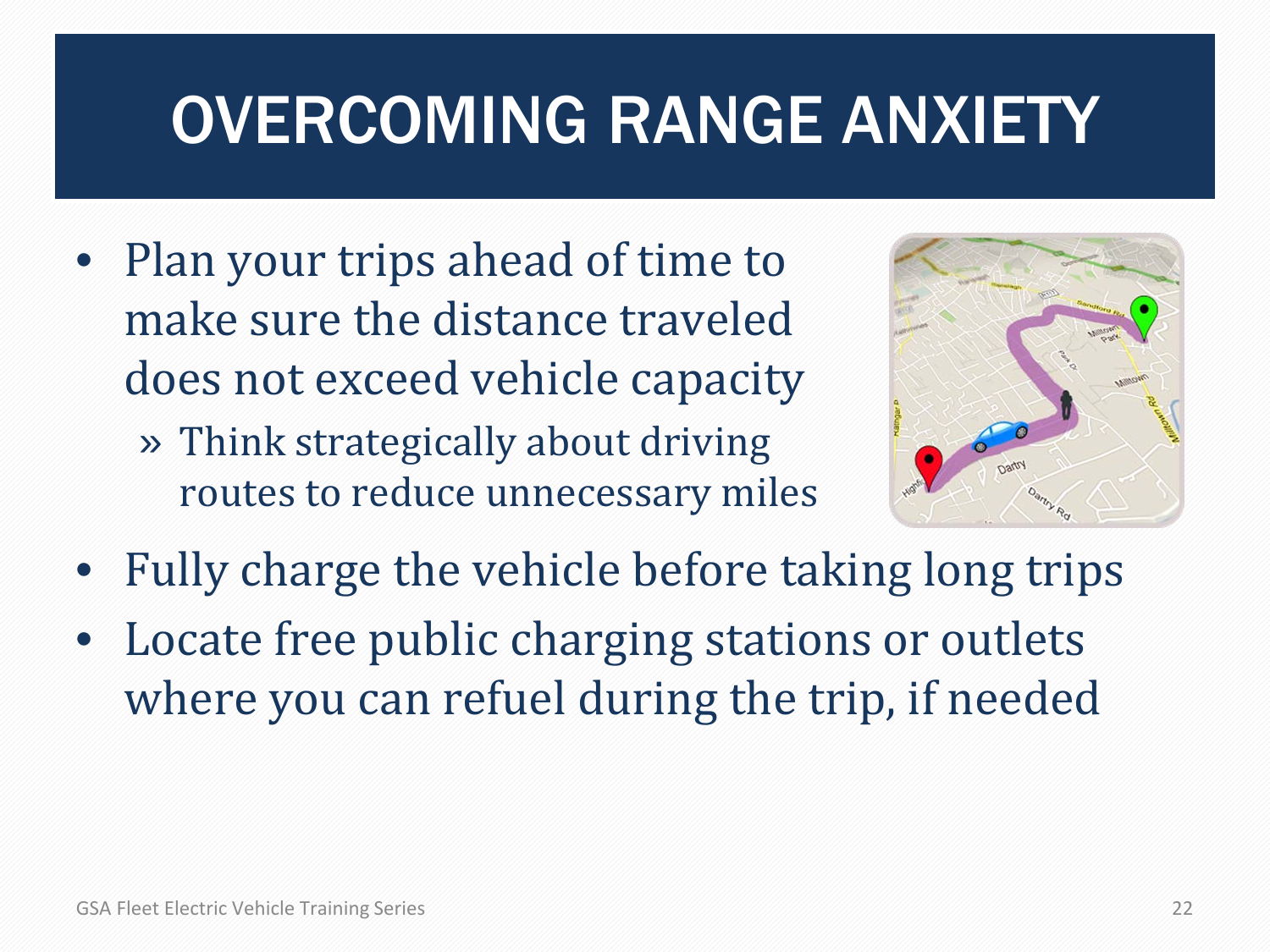# OVERCOMING RANGE ANXIETY

- Plan your trips ahead of time to make sure the distance traveled does not exceed vehicle capacity
  - » Think strategically about driving routes to reduce unnecessary miles
- Fully charge the vehicle before taking long trips
- Locate free public charging stations or outlets where you can refuel during the trip, if needed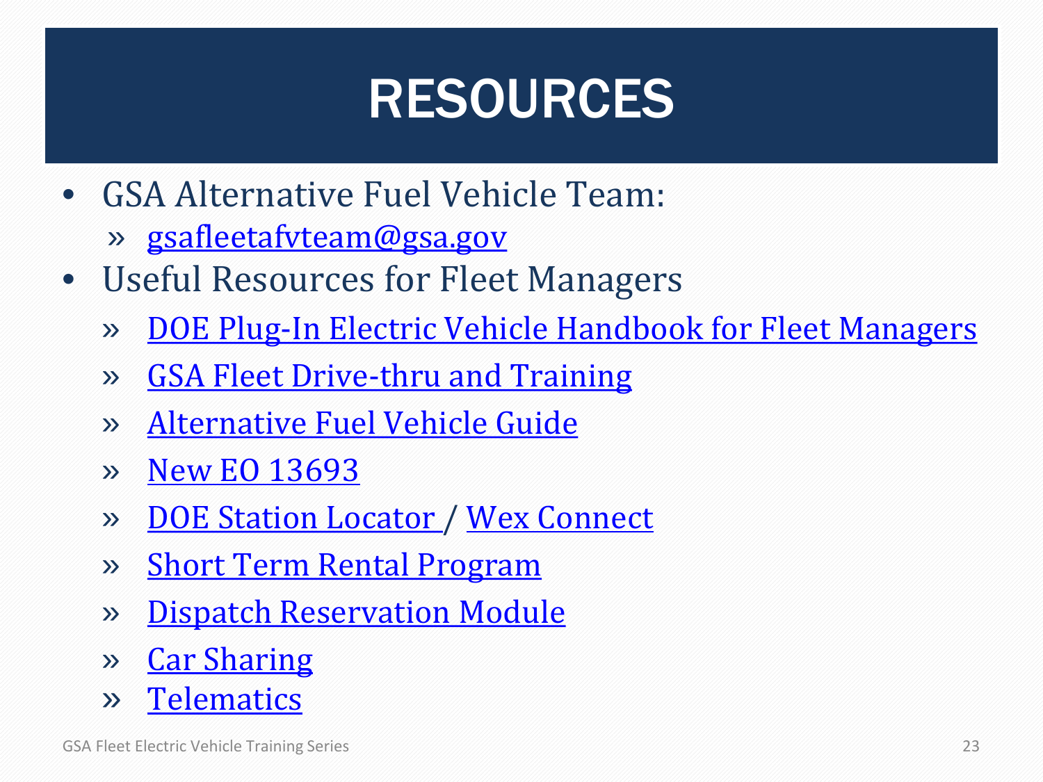# RESOURCES

- GSA Alternative Fuel Vehicle Team:
  - gsafleetafvteam@gsa.gov
- Useful Resources for Fleet Managers
  - DOE Plug-In Electric Vehicle Handbook for Fleet Managers
  - GSA Fleet Drive-thru and Training
  - Alternative Fuel Vehicle Guide
  - New EO 13693
  - DOE Station Locator / Wex Connect
  - Short Term Rental Program
  - Dispatch Reservation Module
  - Car Sharing
  - Telematics